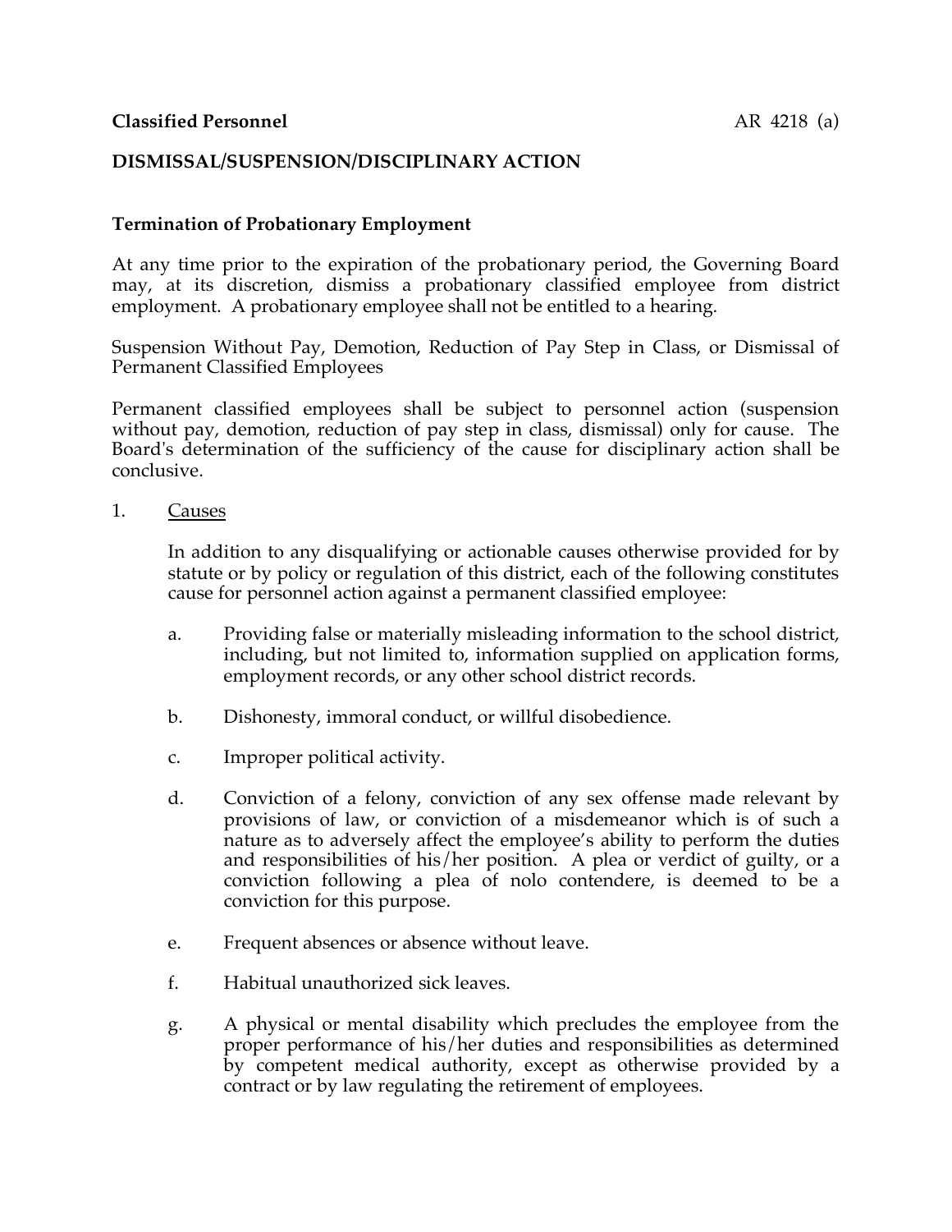**Classified Personnel** AR 4218 (a)

## DISMISSAL/SUSPENSION/DISCIPLINARY ACTION

### Termination of Probationary Employment

At any time prior to the expiration of the probationary period, the Governing Board may, at its discretion, dismiss a probationary classified employee from district employment. A probationary employee shall not be entitled to a hearing.

Suspension Without Pay, Demotion, Reduction of Pay Step in Class, or Dismissal of Permanent Classified Employees

Permanent classified employees shall be subject to personnel action (suspension without pay, demotion, reduction of pay step in class, dismissal) only for cause. The Board's determination of the sufficiency of the cause for disciplinary action shall be conclusive.

1. Causes

   In addition to any disqualifying or actionable causes otherwise provided for by statute or by policy or regulation of this district, each of the following constitutes cause for personnel action against a permanent classified employee:

   a. Providing false or materially misleading information to the school district, including, but not limited to, information supplied on application forms, employment records, or any other school district records.

   b. Dishonesty, immoral conduct, or willful disobedience.

   c. Improper political activity.

   d. Conviction of a felony, conviction of any sex offense made relevant by provisions of law, or conviction of a misdemeanor which is of such a nature as to adversely affect the employee's ability to perform the duties and responsibilities of his/her position. A plea or verdict of guilty, or a conviction following a plea of nolo contendere, is deemed to be a conviction for this purpose.

   e. Frequent absences or absence without leave.

   f. Habitual unauthorized sick leaves.

   g. A physical or mental disability which precludes the employee from the proper performance of his/her duties and responsibilities as determined by competent medical authority, except as otherwise provided by a contract or by law regulating the retirement of employees.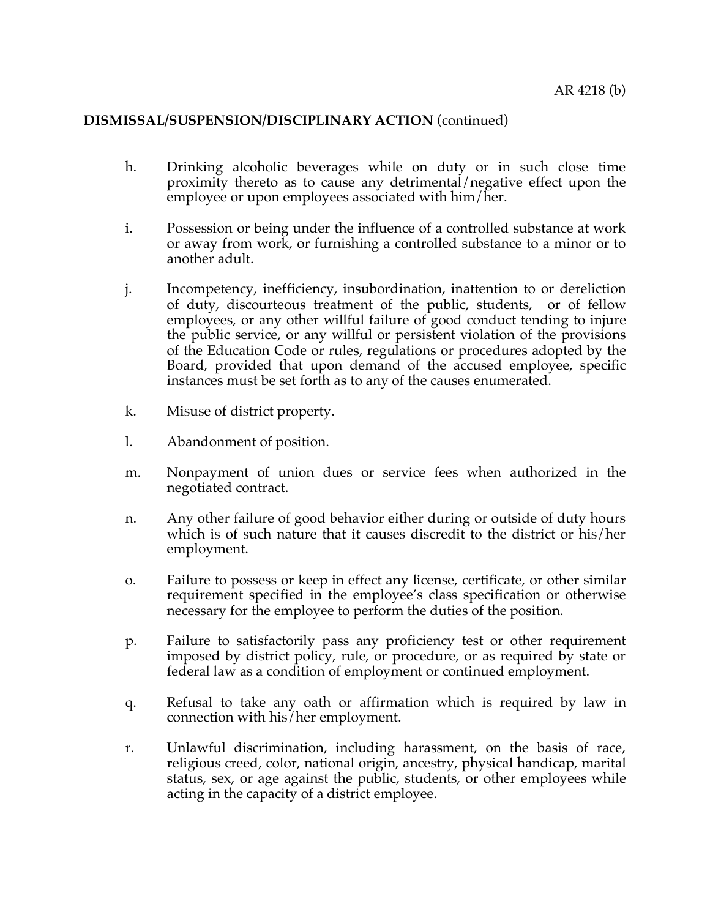**DISMISSAL/SUSPENSION/DISCIPLINARY ACTION** (continued)

h. Drinking alcoholic beverages while on duty or in such close time proximity thereto as to cause any detrimental/negative effect upon the employee or upon employees associated with him/her.

i. Possession or being under the influence of a controlled substance at work or away from work, or furnishing a controlled substance to a minor or to another adult.

j. Incompetency, inefficiency, insubordination, inattention to or dereliction of duty, discourteous treatment of the public, students, or of fellow employees, or any other willful failure of good conduct tending to injure the public service, or any willful or persistent violation of the provisions of the Education Code or rules, regulations or procedures adopted by the Board, provided that upon demand of the accused employee, specific instances must be set forth as to any of the causes enumerated.

k. Misuse of district property.

l. Abandonment of position.

m. Nonpayment of union dues or service fees when authorized in the negotiated contract.

n. Any other failure of good behavior either during or outside of duty hours which is of such nature that it causes discredit to the district or his/her employment.

o. Failure to possess or keep in effect any license, certificate, or other similar requirement specified in the employee's class specification or otherwise necessary for the employee to perform the duties of the position.

p. Failure to satisfactorily pass any proficiency test or other requirement imposed by district policy, rule, or procedure, or as required by state or federal law as a condition of employment or continued employment.

q. Refusal to take any oath or affirmation which is required by law in connection with his/her employment.

r. Unlawful discrimination, including harassment, on the basis of race, religious creed, color, national origin, ancestry, physical handicap, marital status, sex, or age against the public, students, or other employees while acting in the capacity of a district employee.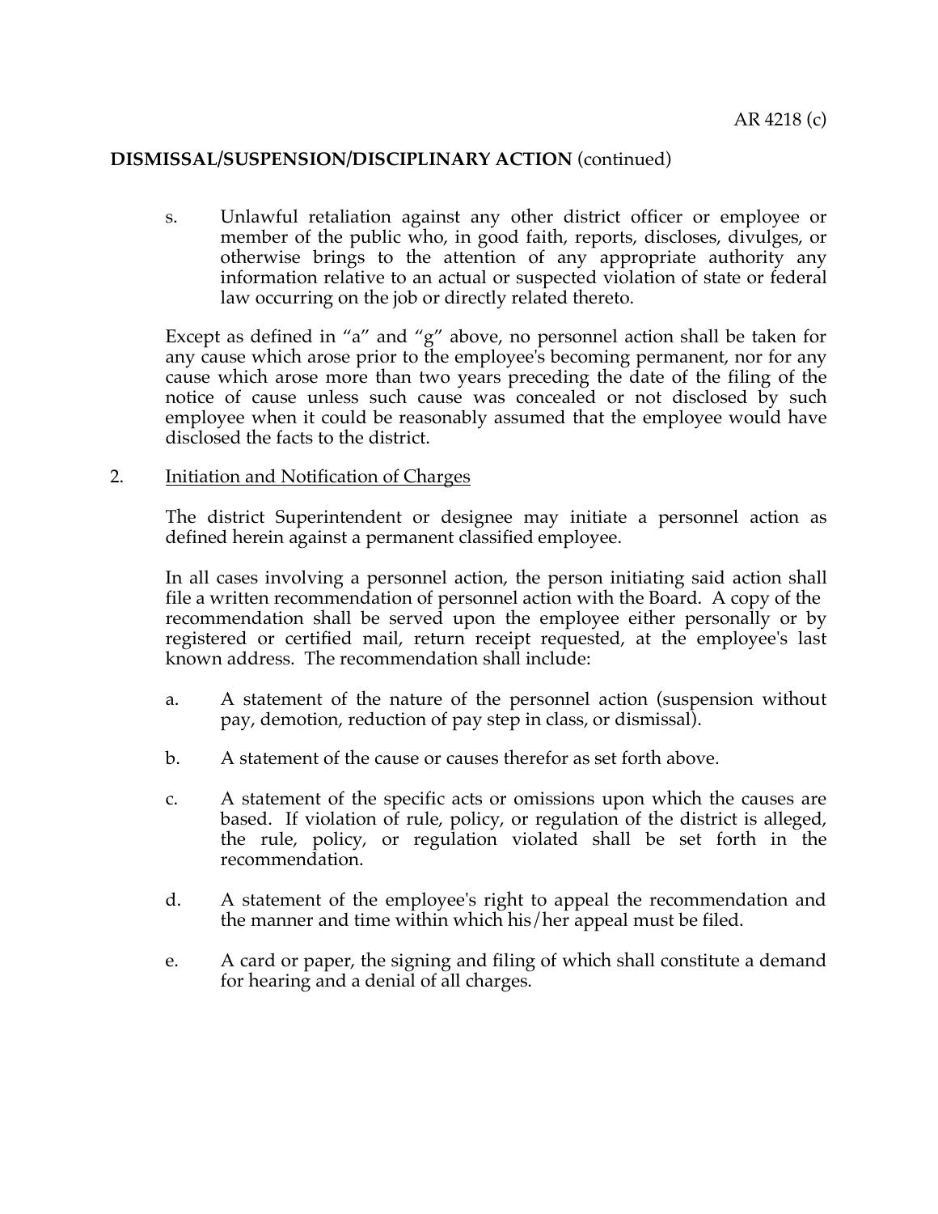**DISMISSAL/SUSPENSION/DISCIPLINARY ACTION** (continued)

s. Unlawful retaliation against any other district officer or employee or member of the public who, in good faith, reports, discloses, divulges, or otherwise brings to the attention of any appropriate authority any information relative to an actual or suspected violation of state or federal law occurring on the job or directly related thereto.

Except as defined in "a" and "g" above, no personnel action shall be taken for any cause which arose prior to the employee's becoming permanent, nor for any cause which arose more than two years preceding the date of the filing of the notice of cause unless such cause was concealed or not disclosed by such employee when it could be reasonably assumed that the employee would have disclosed the facts to the district.

2. <u>Initiation and Notification of Charges</u>

The district Superintendent or designee may initiate a personnel action as defined herein against a permanent classified employee.

In all cases involving a personnel action, the person initiating said action shall file a written recommendation of personnel action with the Board. A copy of the recommendation shall be served upon the employee either personally or by registered or certified mail, return receipt requested, at the employee's last known address. The recommendation shall include:

a. A statement of the nature of the personnel action (suspension without pay, demotion, reduction of pay step in class, or dismissal).

b. A statement of the cause or causes therefor as set forth above.

c. A statement of the specific acts or omissions upon which the causes are based. If violation of rule, policy, or regulation of the district is alleged, the rule, policy, or regulation violated shall be set forth in the recommendation.

d. A statement of the employee's right to appeal the recommendation and the manner and time within which his/her appeal must be filed.

e. A card or paper, the signing and filing of which shall constitute a demand for hearing and a denial of all charges.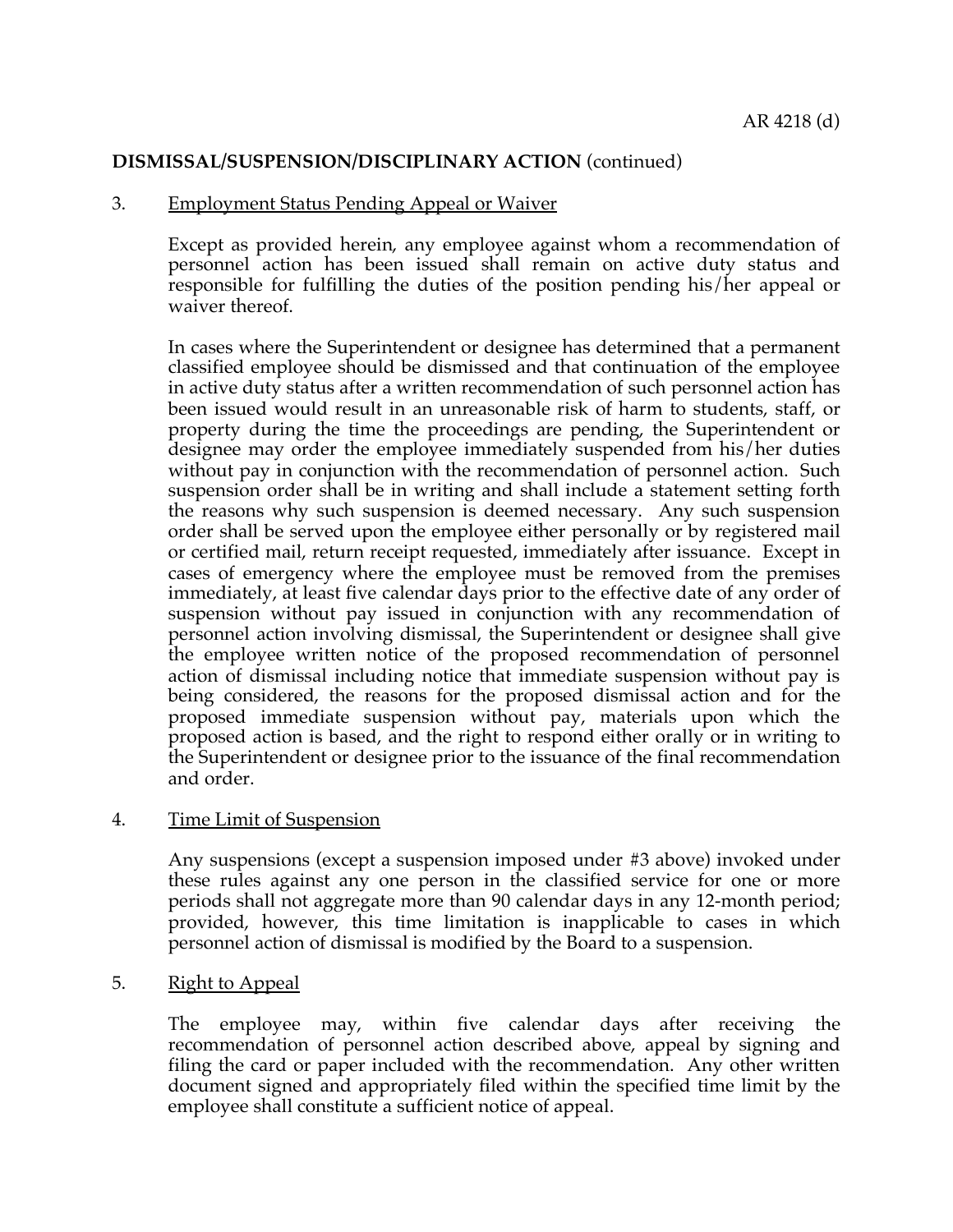**DISMISSAL/SUSPENSION/DISCIPLINARY ACTION** (continued)

3. <u>Employment Status Pending Appeal or Waiver</u>

   Except as provided herein, any employee against whom a recommendation of personnel action has been issued shall remain on active duty status and responsible for fulfilling the duties of the position pending his/her appeal or waiver thereof.

   In cases where the Superintendent or designee has determined that a permanent classified employee should be dismissed and that continuation of the employee in active duty status after a written recommendation of such personnel action has been issued would result in an unreasonable risk of harm to students, staff, or property during the time the proceedings are pending, the Superintendent or designee may order the employee immediately suspended from his/her duties without pay in conjunction with the recommendation of personnel action. Such suspension order shall be in writing and shall include a statement setting forth the reasons why such suspension is deemed necessary. Any such suspension order shall be served upon the employee either personally or by registered mail or certified mail, return receipt requested, immediately after issuance. Except in cases of emergency where the employee must be removed from the premises immediately, at least five calendar days prior to the effective date of any order of suspension without pay issued in conjunction with any recommendation of personnel action involving dismissal, the Superintendent or designee shall give the employee written notice of the proposed recommendation of personnel action of dismissal including notice that immediate suspension without pay is being considered, the reasons for the proposed dismissal action and for the proposed immediate suspension without pay, materials upon which the proposed action is based, and the right to respond either orally or in writing to the Superintendent or designee prior to the issuance of the final recommendation and order.

4. <u>Time Limit of Suspension</u>

   Any suspensions (except a suspension imposed under #3 above) invoked under these rules against any one person in the classified service for one or more periods shall not aggregate more than 90 calendar days in any 12-month period; provided, however, this time limitation is inapplicable to cases in which personnel action of dismissal is modified by the Board to a suspension.

5. <u>Right to Appeal</u>

   The employee may, within five calendar days after receiving the recommendation of personnel action described above, appeal by signing and filing the card or paper included with the recommendation. Any other written document signed and appropriately filed within the specified time limit by the employee shall constitute a sufficient notice of appeal.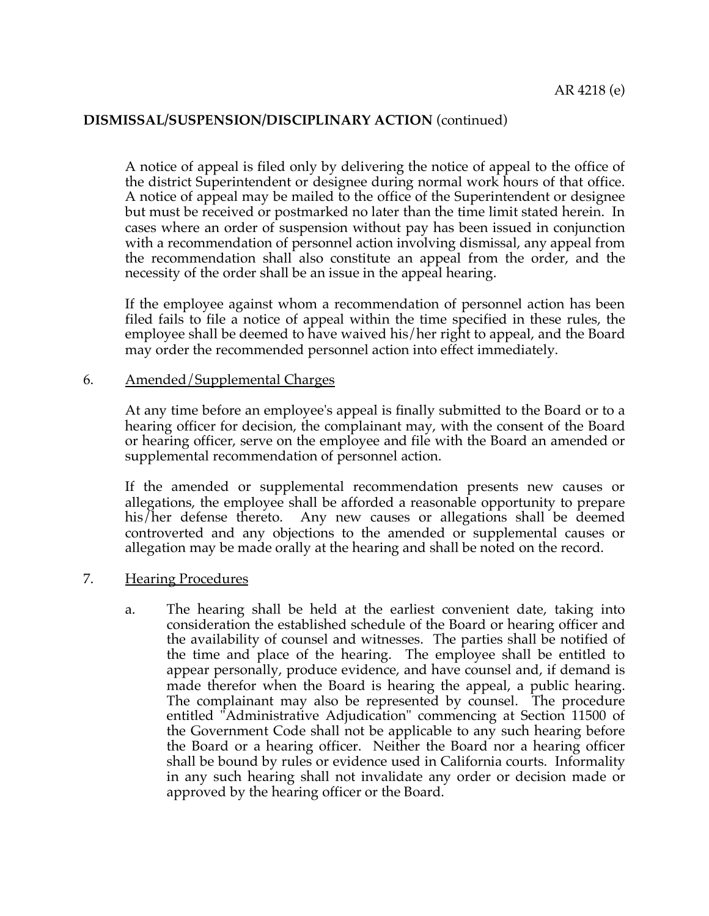DISMISSAL/SUSPENSION/DISCIPLINARY ACTION (continued)

A notice of appeal is filed only by delivering the notice of appeal to the office of the district Superintendent or designee during normal work hours of that office. A notice of appeal may be mailed to the office of the Superintendent or designee but must be received or postmarked no later than the time limit stated herein. In cases where an order of suspension without pay has been issued in conjunction with a recommendation of personnel action involving dismissal, any appeal from the recommendation shall also constitute an appeal from the order, and the necessity of the order shall be an issue in the appeal hearing.

If the employee against whom a recommendation of personnel action has been filed fails to file a notice of appeal within the time specified in these rules, the employee shall be deemed to have waived his/her right to appeal, and the Board may order the recommended personnel action into effect immediately.

6. Amended/Supplemental Charges

At any time before an employee's appeal is finally submitted to the Board or to a hearing officer for decision, the complainant may, with the consent of the Board or hearing officer, serve on the employee and file with the Board an amended or supplemental recommendation of personnel action.

If the amended or supplemental recommendation presents new causes or allegations, the employee shall be afforded a reasonable opportunity to prepare his/her defense thereto. Any new causes or allegations shall be deemed controverted and any objections to the amended or supplemental causes or allegation may be made orally at the hearing and shall be noted on the record.

7. Hearing Procedures

a. The hearing shall be held at the earliest convenient date, taking into consideration the established schedule of the Board or hearing officer and the availability of counsel and witnesses. The parties shall be notified of the time and place of the hearing. The employee shall be entitled to appear personally, produce evidence, and have counsel and, if demand is made therefor when the Board is hearing the appeal, a public hearing. The complainant may also be represented by counsel. The procedure entitled "Administrative Adjudication" commencing at Section 11500 of the Government Code shall not be applicable to any such hearing before the Board or a hearing officer. Neither the Board nor a hearing officer shall be bound by rules or evidence used in California courts. Informality in any such hearing shall not invalidate any order or decision made or approved by the hearing officer or the Board.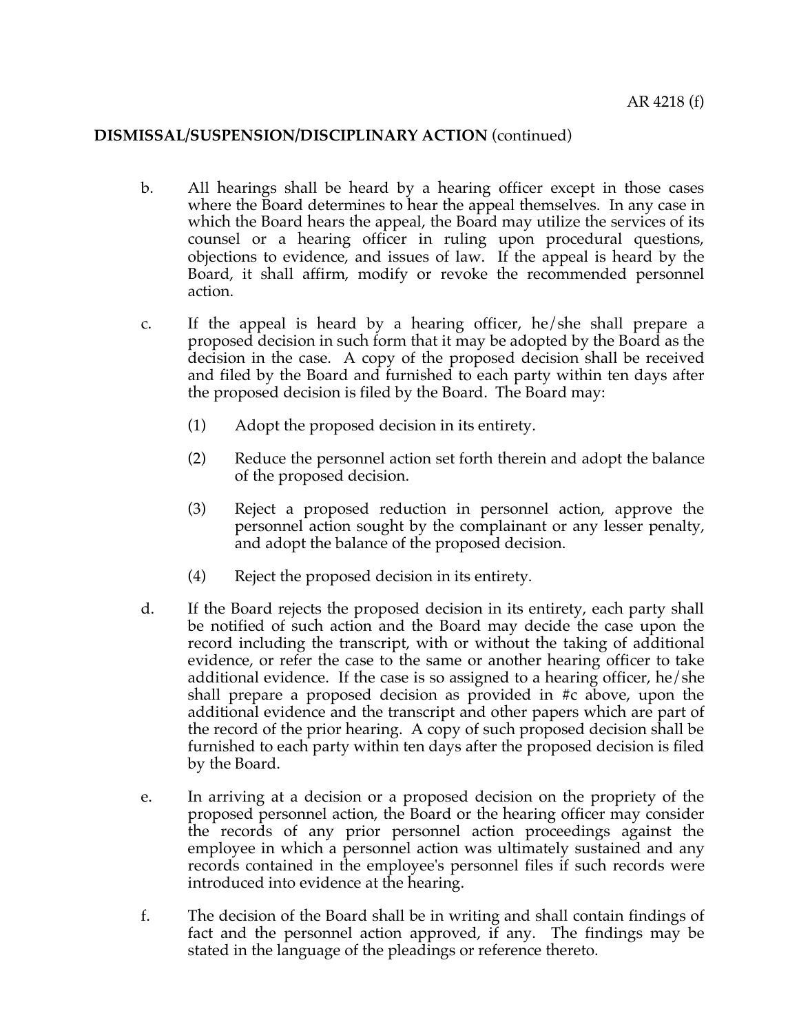**DISMISSAL/SUSPENSION/DISCIPLINARY ACTION** (continued)

b. All hearings shall be heard by a hearing officer except in those cases where the Board determines to hear the appeal themselves. In any case in which the Board hears the appeal, the Board may utilize the services of its counsel or a hearing officer in ruling upon procedural questions, objections to evidence, and issues of law. If the appeal is heard by the Board, it shall affirm, modify or revoke the recommended personnel action.

c. If the appeal is heard by a hearing officer, he/she shall prepare a proposed decision in such form that it may be adopted by the Board as the decision in the case. A copy of the proposed decision shall be received and filed by the Board and furnished to each party within ten days after the proposed decision is filed by the Board. The Board may:

   (1) Adopt the proposed decision in its entirety.

   (2) Reduce the personnel action set forth therein and adopt the balance of the proposed decision.

   (3) Reject a proposed reduction in personnel action, approve the personnel action sought by the complainant or any lesser penalty, and adopt the balance of the proposed decision.

   (4) Reject the proposed decision in its entirety.

d. If the Board rejects the proposed decision in its entirety, each party shall be notified of such action and the Board may decide the case upon the record including the transcript, with or without the taking of additional evidence, or refer the case to the same or another hearing officer to take additional evidence. If the case is so assigned to a hearing officer, he/she shall prepare a proposed decision as provided in #c above, upon the additional evidence and the transcript and other papers which are part of the record of the prior hearing. A copy of such proposed decision shall be furnished to each party within ten days after the proposed decision is filed by the Board.

e. In arriving at a decision or a proposed decision on the propriety of the proposed personnel action, the Board or the hearing officer may consider the records of any prior personnel action proceedings against the employee in which a personnel action was ultimately sustained and any records contained in the employee's personnel files if such records were introduced into evidence at the hearing.

f. The decision of the Board shall be in writing and shall contain findings of fact and the personnel action approved, if any. The findings may be stated in the language of the pleadings or reference thereto.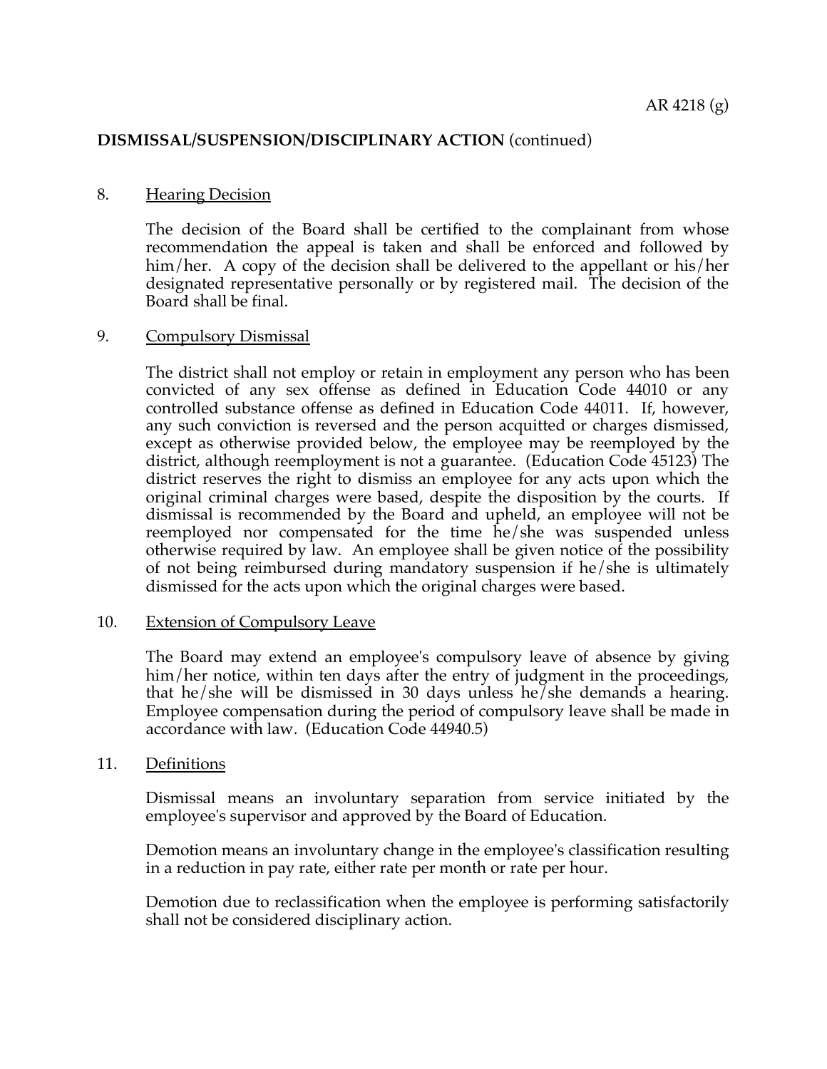**DISMISSAL/SUSPENSION/DISCIPLINARY ACTION** (continued)

8. Hearing Decision

   The decision of the Board shall be certified to the complainant from whose recommendation the appeal is taken and shall be enforced and followed by him/her. A copy of the decision shall be delivered to the appellant or his/her designated representative personally or by registered mail. The decision of the Board shall be final.

9. Compulsory Dismissal

   The district shall not employ or retain in employment any person who has been convicted of any sex offense as defined in Education Code 44010 or any controlled substance offense as defined in Education Code 44011. If, however, any such conviction is reversed and the person acquitted or charges dismissed, except as otherwise provided below, the employee may be reemployed by the district, although reemployment is not a guarantee. (Education Code 45123) The district reserves the right to dismiss an employee for any acts upon which the original criminal charges were based, despite the disposition by the courts. If dismissal is recommended by the Board and upheld, an employee will not be reemployed nor compensated for the time he/she was suspended unless otherwise required by law. An employee shall be given notice of the possibility of not being reimbursed during mandatory suspension if he/she is ultimately dismissed for the acts upon which the original charges were based.

10. Extension of Compulsory Leave

    The Board may extend an employee's compulsory leave of absence by giving him/her notice, within ten days after the entry of judgment in the proceedings, that he/she will be dismissed in 30 days unless he/she demands a hearing. Employee compensation during the period of compulsory leave shall be made in accordance with law. (Education Code 44940.5)

11. Definitions

    Dismissal means an involuntary separation from service initiated by the employee's supervisor and approved by the Board of Education.

    Demotion means an involuntary change in the employee's classification resulting in a reduction in pay rate, either rate per month or rate per hour.

    Demotion due to reclassification when the employee is performing satisfactorily shall not be considered disciplinary action.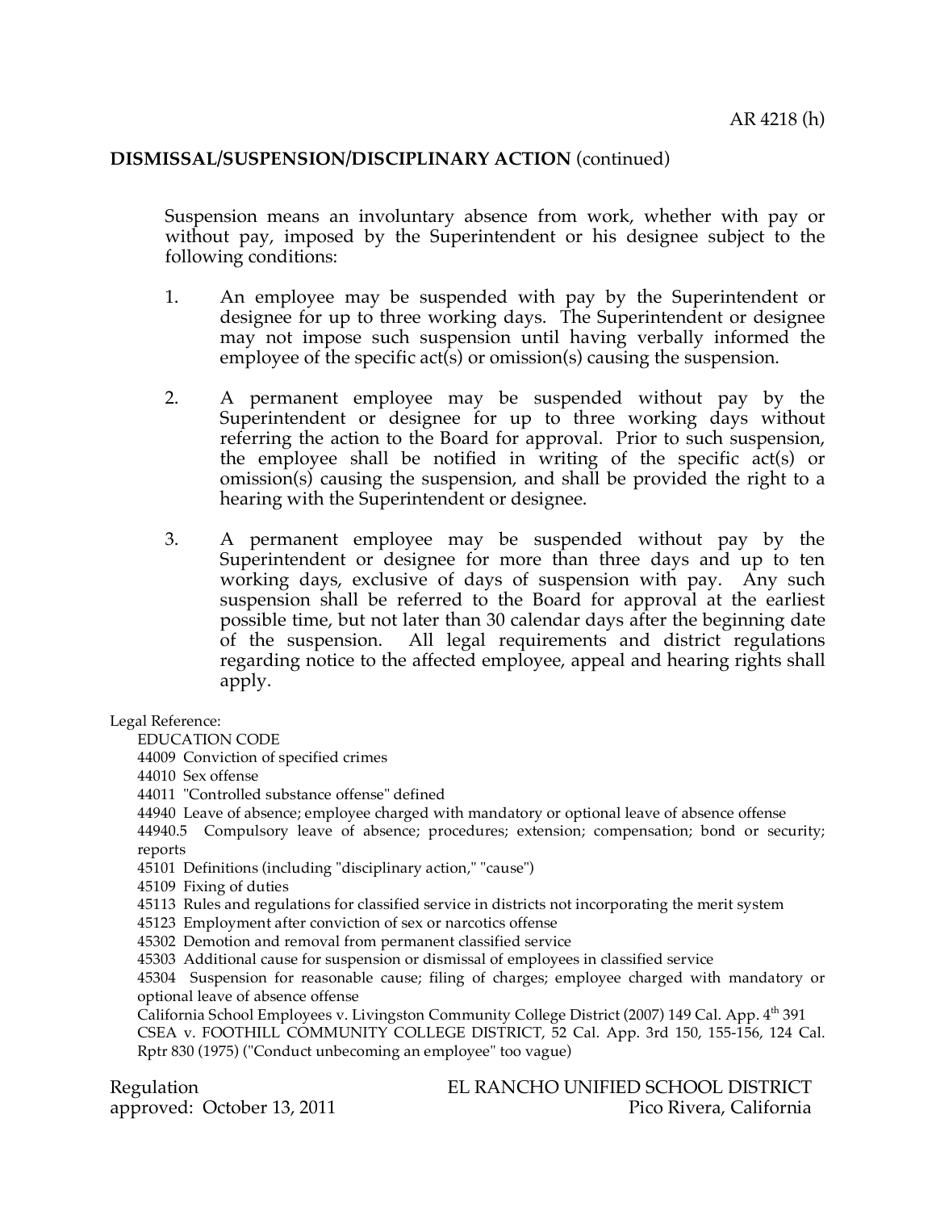**DISMISSAL/SUSPENSION/DISCIPLINARY ACTION** (continued)

Suspension means an involuntary absence from work, whether with pay or without pay, imposed by the Superintendent or his designee subject to the following conditions:

1. An employee may be suspended with pay by the Superintendent or designee for up to three working days. The Superintendent or designee may not impose such suspension until having verbally informed the employee of the specific act(s) or omission(s) causing the suspension.

2. A permanent employee may be suspended without pay by the Superintendent or designee for up to three working days without referring the action to the Board for approval. Prior to such suspension, the employee shall be notified in writing of the specific act(s) or omission(s) causing the suspension, and shall be provided the right to a hearing with the Superintendent or designee.

3. A permanent employee may be suspended without pay by the Superintendent or designee for more than three days and up to ten working days, exclusive of days of suspension with pay. Any such suspension shall be referred to the Board for approval at the earliest possible time, but not later than 30 calendar days after the beginning date of the suspension. All legal requirements and district regulations regarding notice to the affected employee, appeal and hearing rights shall apply.

Legal Reference:

EDUCATION CODE

44009 Conviction of specified crimes

44010 Sex offense

44011 "Controlled substance offense" defined

44940 Leave of absence; employee charged with mandatory or optional leave of absence offense

44940.5 Compulsory leave of absence; procedures; extension; compensation; bond or security; reports

45101 Definitions (including "disciplinary action," "cause")

45109 Fixing of duties

45113 Rules and regulations for classified service in districts not incorporating the merit system

45123 Employment after conviction of sex or narcotics offense

45302 Demotion and removal from permanent classified service

45303 Additional cause for suspension or dismissal of employees in classified service

45304 Suspension for reasonable cause; filing of charges; employee charged with mandatory or optional leave of absence offense

California School Employees v. Livingston Community College District (2007) 149 Cal. App. 4th 391

CSEA v. FOOTHILL COMMUNITY COLLEGE DISTRICT, 52 Cal. App. 3rd 150, 155-156, 124 Cal. Rptr 830 (1975) ("Conduct unbecoming an employee" too vague)

Regulation approved: October 13, 2011

EL RANCHO UNIFIED SCHOOL DISTRICT
Pico Rivera, California